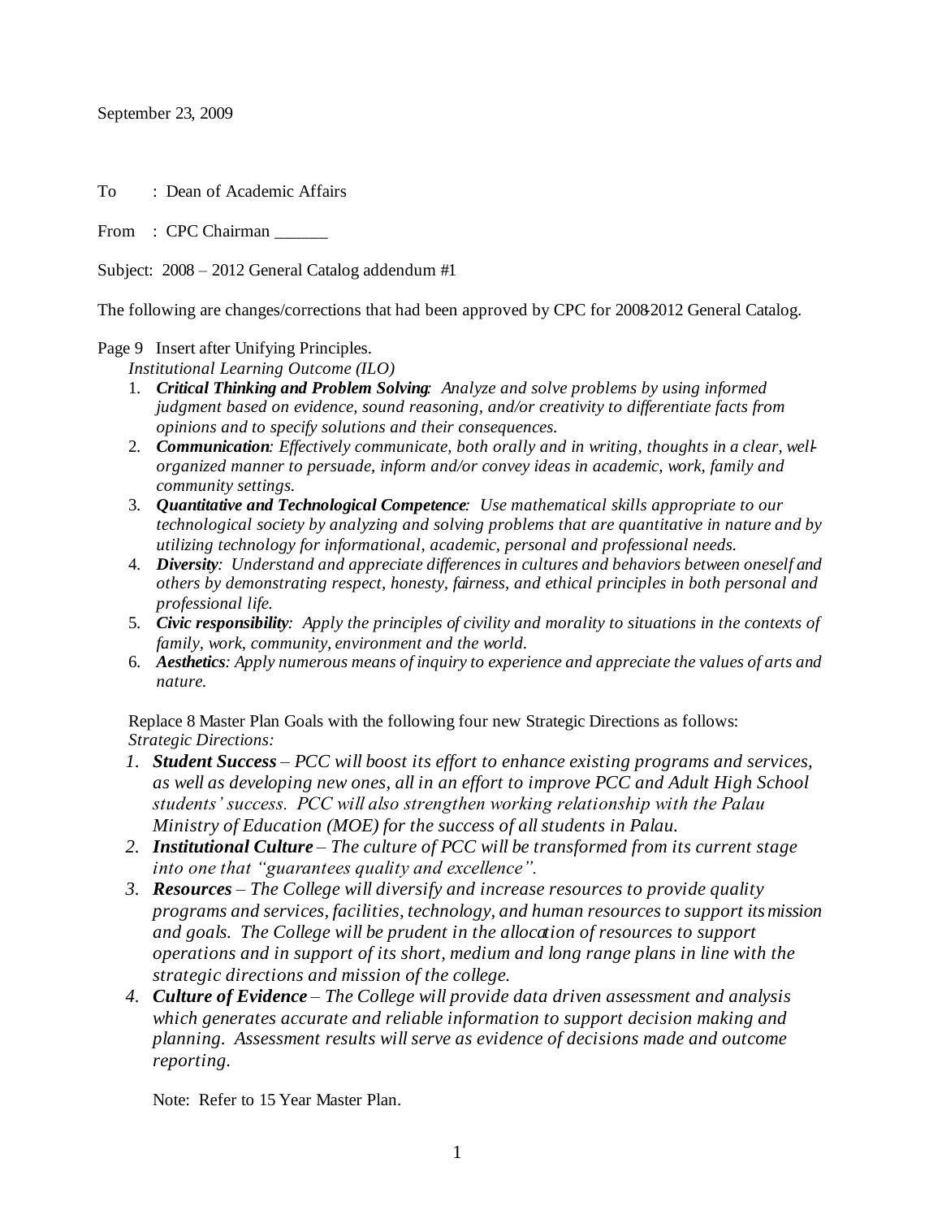September 23, 2009

To : Dean of Academic Affairs

From : CPC Chairman ______

Subject: 2008 – 2012 General Catalog addendum #1

The following are changes/corrections that had been approved by CPC for 2008-2012 General Catalog.

Page 9 Insert after Unifying Principles.

*Institutional Learning Outcome (ILO)*

1. ***Critical Thinking and Problem Solving**: Analyze and solve problems by using informed judgment based on evidence, sound reasoning, and/or creativity to differentiate facts from opinions and to specify solutions and their consequences.*
2. ***Communication**: Effectively communicate, both orally and in writing, thoughts in a clear, well-organized manner to persuade, inform and/or convey ideas in academic, work, family and community settings.*
3. ***Quantitative and Technological Competence**: Use mathematical skills appropriate to our technological society by analyzing and solving problems that are quantitative in nature and by utilizing technology for informational, academic, personal and professional needs.*
4. ***Diversity**: Understand and appreciate differences in cultures and behaviors between oneself and others by demonstrating respect, honesty, fairness, and ethical principles in both personal and professional life.*
5. ***Civic responsibility**: Apply the principles of civility and morality to situations in the contexts of family, work, community, environment and the world.*
6. ***Aesthetics**: Apply numerous means of inquiry to experience and appreciate the values of arts and nature.*

Replace 8 Master Plan Goals with the following four new Strategic Directions as follows:

*Strategic Directions:*

1. ***Student Success** – PCC will boost its effort to enhance existing programs and services, as well as developing new ones, all in an effort to improve PCC and Adult High School students' success. PCC will also strengthen working relationship with the Palau Ministry of Education (MOE) for the success of all students in Palau.*
2. ***Institutional Culture** – The culture of PCC will be transformed from its current stage into one that "guarantees quality and excellence".*
3. ***Resources** – The College will diversify and increase resources to provide quality programs and services, facilities, technology, and human resources to support its mission and goals. The College will be prudent in the allocation of resources to support operations and in support of its short, medium and long range plans in line with the strategic directions and mission of the college.*
4. ***Culture of Evidence** – The College will provide data driven assessment and analysis which generates accurate and reliable information to support decision making and planning. Assessment results will serve as evidence of decisions made and outcome reporting.*

Note: Refer to 15 Year Master Plan.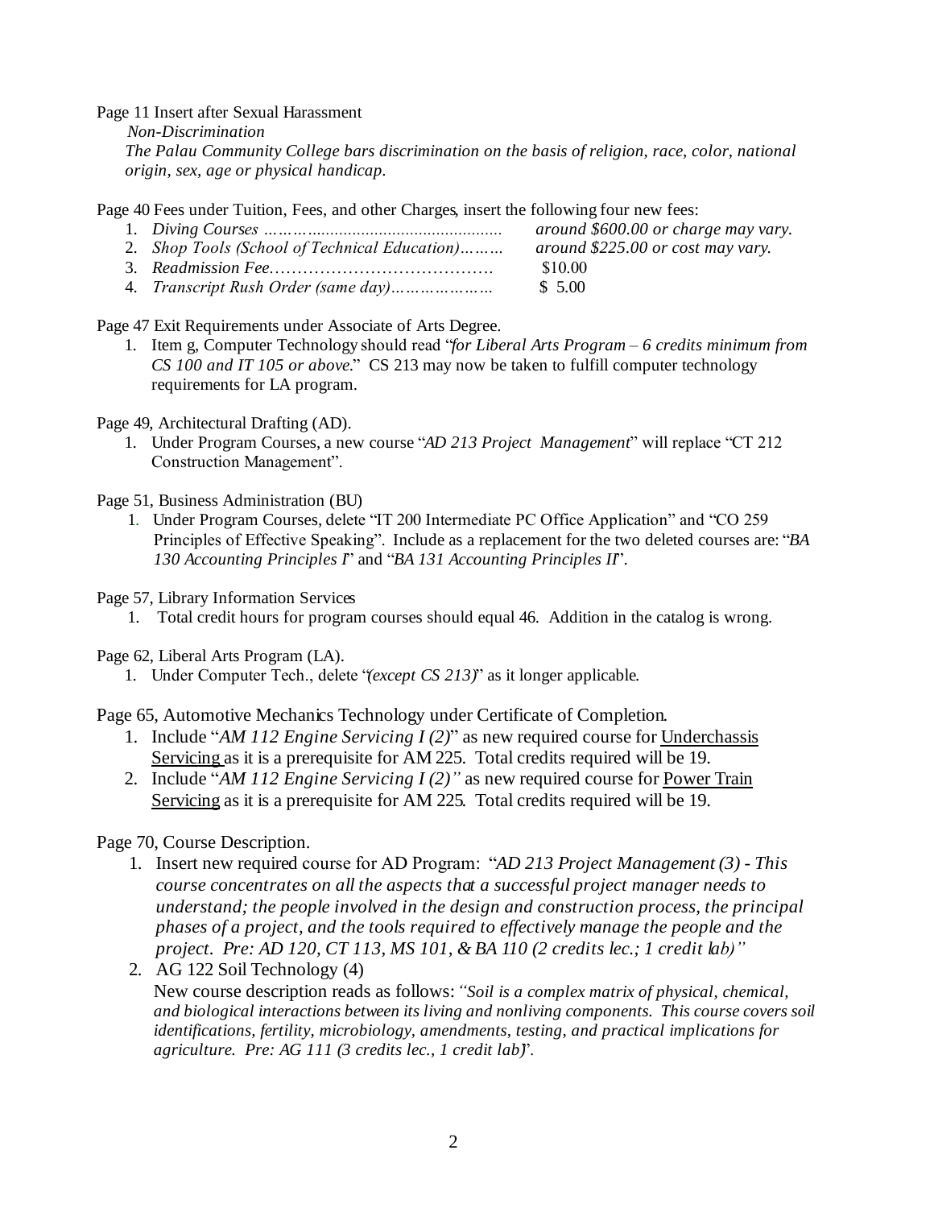Page 11 Insert after Sexual Harassment

*Non-Discrimination*

*The Palau Community College bars discrimination on the basis of religion, race, color, national origin, sex, age or physical handicap.*

Page 40 Fees under Tuition, Fees, and other Charges, insert the following four new fees:

1. *Diving Courses ………..........................................* *around $600.00 or charge may vary.*
2. *Shop Tools (School of Technical Education)………* *around $225.00 or cost may vary.*
3. *Readmission Fee………………………………….* $10.00
4. *Transcript Rush Order (same day)…………………* $ 5.00

Page 47 Exit Requirements under Associate of Arts Degree.

1. Item g, Computer Technology should read "*for Liberal Arts Program – 6 credits minimum from CS 100 and IT 105 or above*." CS 213 may now be taken to fulfill computer technology requirements for LA program.

Page 49, Architectural Drafting (AD).

1. Under Program Courses, a new course "*AD 213 Project Management*" will replace "CT 212 Construction Management".

Page 51, Business Administration (BU)

1. Under Program Courses, delete "IT 200 Intermediate PC Office Application" and "CO 259 Principles of Effective Speaking". Include as a replacement for the two deleted courses are: "*BA 130 Accounting Principles I*" and "*BA 131 Accounting Principles II*".

Page 57, Library Information Services

1. Total credit hours for program courses should equal 46. Addition in the catalog is wrong.

Page 62, Liberal Arts Program (LA).

1. Under Computer Tech., delete "*(except CS 213)*" as it longer applicable.

Page 65, Automotive Mechanics Technology under Certificate of Completion.

1. Include "*AM 112 Engine Servicing I (2)*" as new required course for <u>Underchassis Servicing</u> as it is a prerequisite for AM 225. Total credits required will be 19.
2. Include "*AM 112 Engine Servicing I (2)"* as new required course for <u>Power Train Servicing</u> as it is a prerequisite for AM 225. Total credits required will be 19.

Page 70, Course Description.

1. Insert new required course for AD Program: "*AD 213 Project Management (3) - This course concentrates on all the aspects that a successful project manager needs to understand; the people involved in the design and construction process, the principal phases of a project, and the tools required to effectively manage the people and the project. Pre: AD 120, CT 113, MS 101, & BA 110 (2 credits lec.; 1 credit lab)"*
2. AG 122 Soil Technology (4)
   New course description reads as follows: *"Soil is a complex matrix of physical, chemical, and biological interactions between its living and nonliving components. This course covers soil identifications, fertility, microbiology, amendments, testing, and practical implications for agriculture. Pre: AG 111 (3 credits lec., 1 credit lab)*".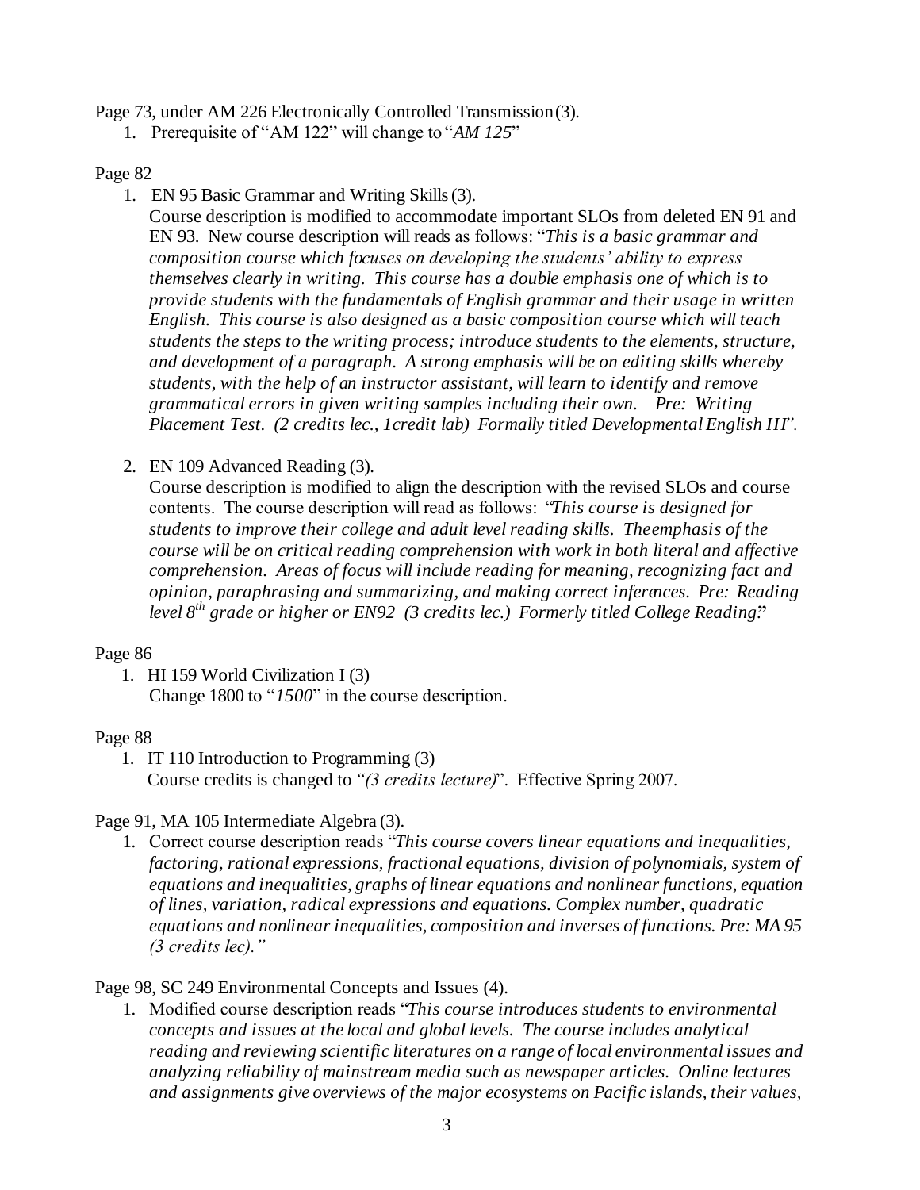Page 73, under AM 226 Electronically Controlled Transmission (3).

1. Prerequisite of "AM 122" will change to "*AM 125*"

Page 82

1. EN 95 Basic Grammar and Writing Skills (3).
   Course description is modified to accommodate important SLOs from deleted EN 91 and EN 93. New course description will reads as follows: "*This is a basic grammar and composition course which focuses on developing the students' ability to express themselves clearly in writing. This course has a double emphasis one of which is to provide students with the fundamentals of English grammar and their usage in written English. This course is also designed as a basic composition course which will teach students the steps to the writing process; introduce students to the elements, structure, and development of a paragraph. A strong emphasis will be on editing skills whereby students, with the help of an instructor assistant, will learn to identify and remove grammatical errors in given writing samples including their own. Pre: Writing Placement Test. (2 credits lec., 1credit lab) Formally titled Developmental English III*".

2. EN 109 Advanced Reading (3).
   Course description is modified to align the description with the revised SLOs and course contents. The course description will read as follows: "*This course is designed for students to improve their college and adult level reading skills. The emphasis of the course will be on critical reading comprehension with work in both literal and affective comprehension. Areas of focus will include reading for meaning, recognizing fact and opinion, paraphrasing and summarizing, and making correct inferences. Pre: Reading level 8th grade or higher or EN92 (3 credits lec.) Formerly titled College Reading*."

Page 86

1. HI 159 World Civilization I (3)
   Change 1800 to "*1500*" in the course description.

Page 88

1. IT 110 Introduction to Programming (3)
   Course credits is changed to *"(3 credits lecture)*". Effective Spring 2007.

Page 91, MA 105 Intermediate Algebra (3).

1. Correct course description reads "*This course covers linear equations and inequalities, factoring, rational expressions, fractional equations, division of polynomials, system of equations and inequalities, graphs of linear equations and nonlinear functions, equation of lines, variation, radical expressions and equations. Complex number, quadratic equations and nonlinear inequalities, composition and inverses of functions. Pre: MA 95 (3 credits lec).*"

Page 98, SC 249 Environmental Concepts and Issues (4).

1. Modified course description reads "*This course introduces students to environmental concepts and issues at the local and global levels. The course includes analytical reading and reviewing scientific literatures on a range of local environmental issues and analyzing reliability of mainstream media such as newspaper articles. Online lectures and assignments give overviews of the major ecosystems on Pacific islands, their values,*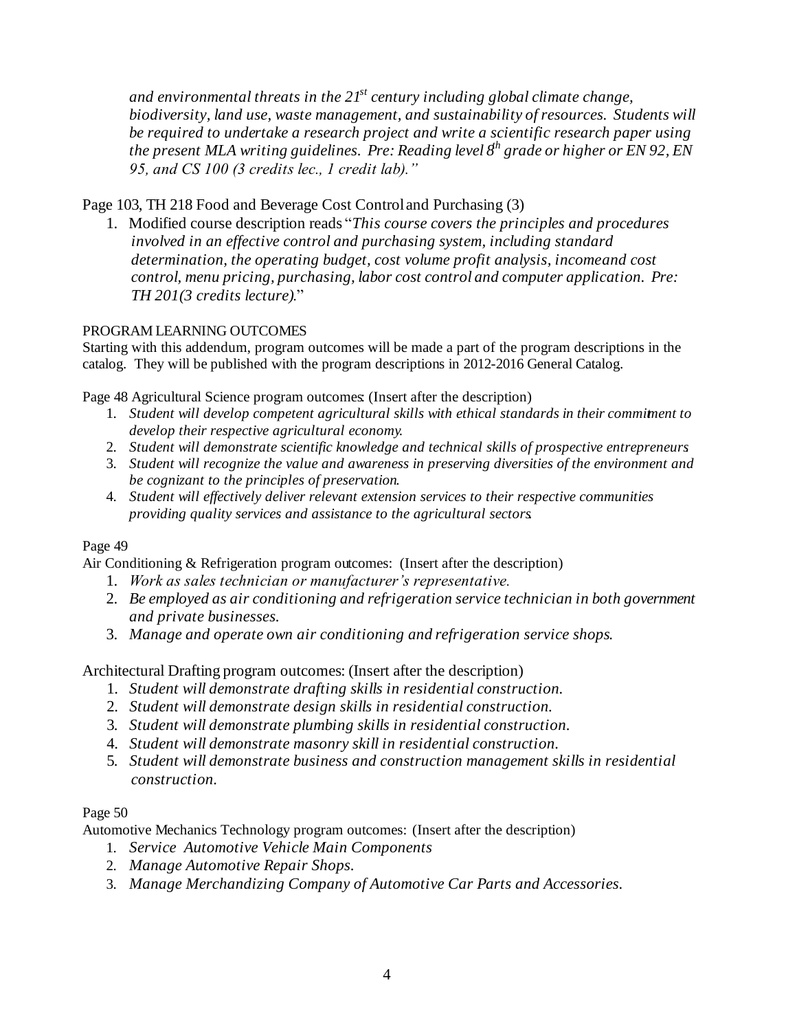*and environmental threats in the 21$^{st}$ century including global climate change, biodiversity, land use, waste management, and sustainability of resources. Students will be required to undertake a research project and write a scientific research paper using the present MLA writing guidelines. Pre: Reading level 8$^{th}$ grade or higher or EN 92, EN 95, and CS 100 (3 credits lec., 1 credit lab)."*

Page 103, TH 218 Food and Beverage Cost Control and Purchasing (3)

1. Modified course description reads "*This course covers the principles and procedures involved in an effective control and purchasing system, including standard determination, the operating budget, cost volume profit analysis, incomeand cost control, menu pricing, purchasing, labor cost control and computer application. Pre: TH 201(3 credits lecture).*"

PROGRAM LEARNING OUTCOMES

Starting with this addendum, program outcomes will be made a part of the program descriptions in the catalog. They will be published with the program descriptions in 2012-2016 General Catalog.

Page 48 Agricultural Science program outcomes: (Insert after the description)

1. *Student will develop competent agricultural skills with ethical standards in their commitment to develop their respective agricultural economy.*
2. *Student will demonstrate scientific knowledge and technical skills of prospective entrepreneurs*
3. *Student will recognize the value and awareness in preserving diversities of the environment and be cognizant to the principles of preservation.*
4. *Student will effectively deliver relevant extension services to their respective communities providing quality services and assistance to the agricultural sectors.*

Page 49

Air Conditioning & Refrigeration program outcomes: (Insert after the description)

1. *Work as sales technician or manufacturer's representative.*
2. *Be employed as air conditioning and refrigeration service technician in both government and private businesses.*
3. *Manage and operate own air conditioning and refrigeration service shops.*

Architectural Drafting program outcomes: (Insert after the description)

1. *Student will demonstrate drafting skills in residential construction.*
2. *Student will demonstrate design skills in residential construction.*
3. *Student will demonstrate plumbing skills in residential construction.*
4. *Student will demonstrate masonry skill in residential construction.*
5. *Student will demonstrate business and construction management skills in residential construction.*

Page 50

Automotive Mechanics Technology program outcomes: (Insert after the description)

1. *Service Automotive Vehicle Main Components*
2. *Manage Automotive Repair Shops.*
3. *Manage Merchandizing Company of Automotive Car Parts and Accessories.*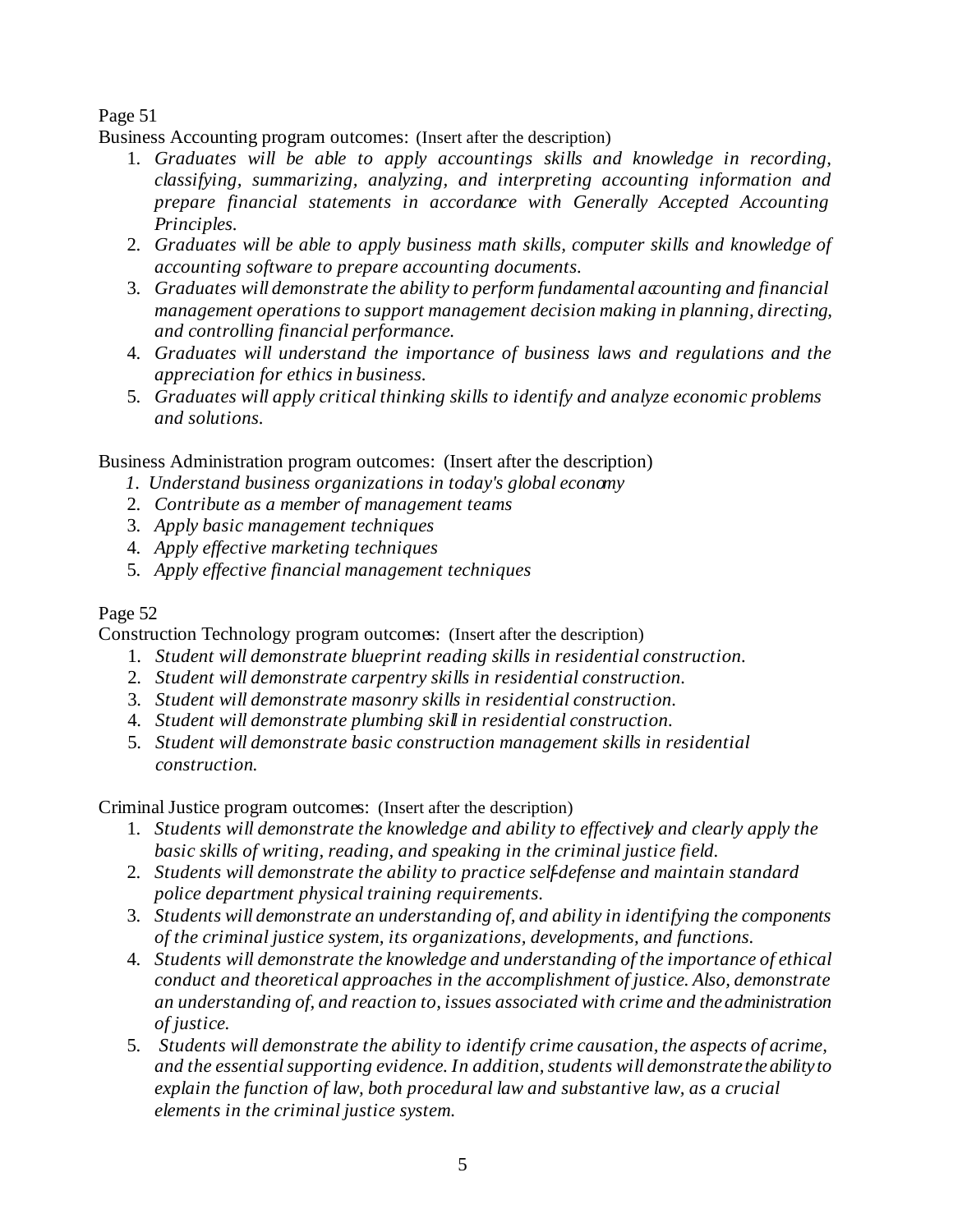Page 51

Business Accounting program outcomes: (Insert after the description)

1. *Graduates will be able to apply accountings skills and knowledge in recording, classifying, summarizing, analyzing, and interpreting accounting information and prepare financial statements in accordance with Generally Accepted Accounting Principles.*
2. *Graduates will be able to apply business math skills, computer skills and knowledge of accounting software to prepare accounting documents.*
3. *Graduates will demonstrate the ability to perform fundamental accounting and financial management operations to support management decision making in planning, directing, and controlling financial performance.*
4. *Graduates will understand the importance of business laws and regulations and the appreciation for ethics in business.*
5. *Graduates will apply critical thinking skills to identify and analyze economic problems and solutions.*

Business Administration program outcomes: (Insert after the description)

1. *Understand business organizations in today's global economy*
2. *Contribute as a member of management teams*
3. *Apply basic management techniques*
4. *Apply effective marketing techniques*
5. *Apply effective financial management techniques*

Page 52

Construction Technology program outcomes: (Insert after the description)

1. *Student will demonstrate blueprint reading skills in residential construction.*
2. *Student will demonstrate carpentry skills in residential construction.*
3. *Student will demonstrate masonry skills in residential construction.*
4. *Student will demonstrate plumbing skill in residential construction.*
5. *Student will demonstrate basic construction management skills in residential construction.*

Criminal Justice program outcomes: (Insert after the description)

1. *Students will demonstrate the knowledge and ability to effectively and clearly apply the basic skills of writing, reading, and speaking in the criminal justice field.*
2. *Students will demonstrate the ability to practice self-defense and maintain standard police department physical training requirements.*
3. *Students will demonstrate an understanding of, and ability in identifying the components of the criminal justice system, its organizations, developments, and functions.*
4. *Students will demonstrate the knowledge and understanding of the importance of ethical conduct and theoretical approaches in the accomplishment of justice. Also, demonstrate an understanding of, and reaction to, issues associated with crime and the administration of justice.*
5. *Students will demonstrate the ability to identify crime causation, the aspects of a crime, and the essential supporting evidence. In addition, students will demonstrate the ability to explain the function of law, both procedural law and substantive law, as a crucial elements in the criminal justice system.*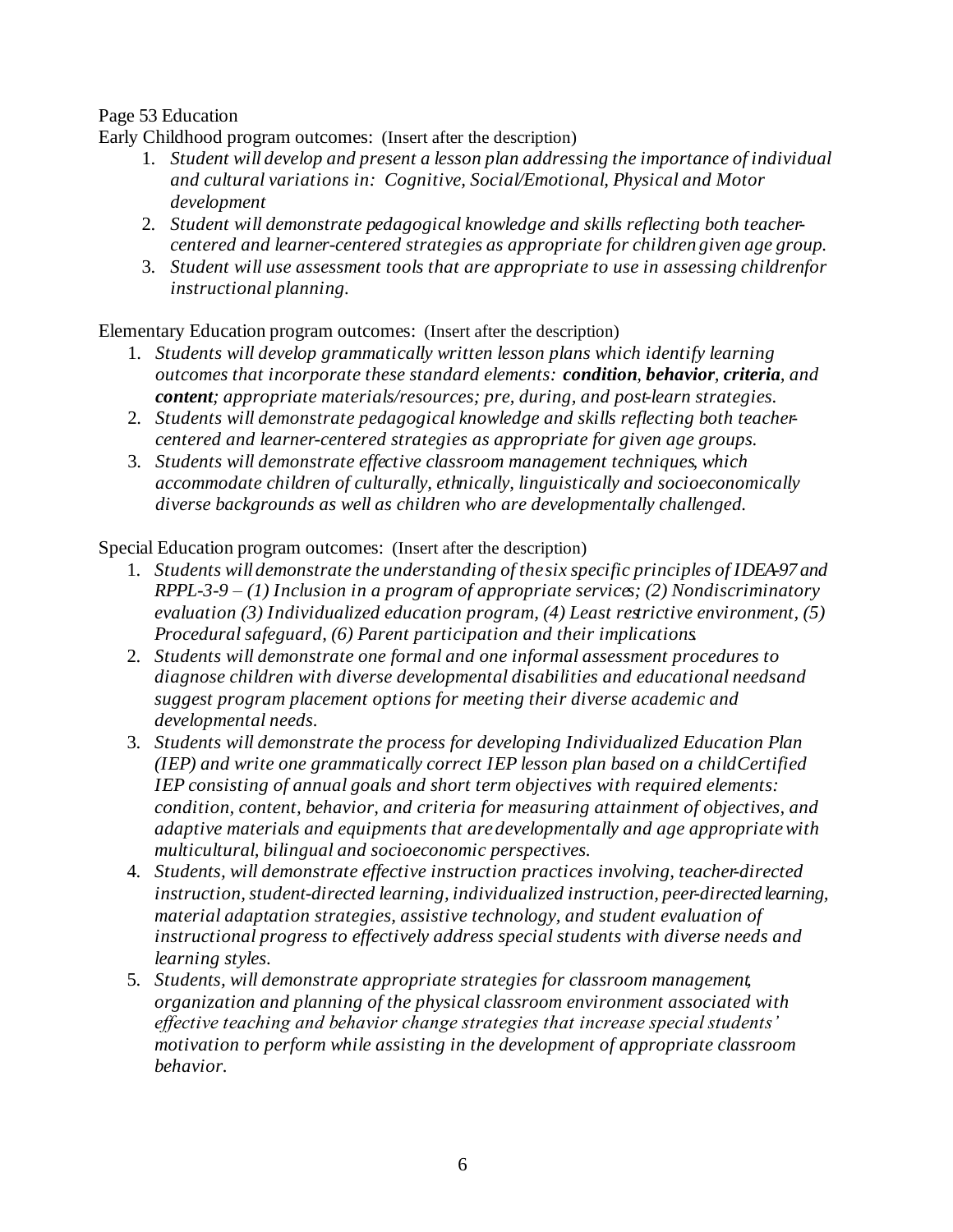Page 53 Education

Early Childhood program outcomes: (Insert after the description)

1. *Student will develop and present a lesson plan addressing the importance of individual and cultural variations in: Cognitive, Social/Emotional, Physical and Motor development*
2. *Student will demonstrate pedagogical knowledge and skills reflecting both teacher-centered and learner-centered strategies as appropriate for children given age group.*
3. *Student will use assessment tools that are appropriate to use in assessing childrenfor instructional planning.*

Elementary Education program outcomes: (Insert after the description)

1. *Students will develop grammatically written lesson plans which identify learning outcomes that incorporate these standard elements: **condition**, **behavior**, **criteria**, and **content**; appropriate materials/resources; pre, during, and post-learn strategies.*
2. *Students will demonstrate pedagogical knowledge and skills reflecting both teacher-centered and learner-centered strategies as appropriate for given age groups.*
3. *Students will demonstrate effective classroom management techniques, which accommodate children of culturally, ethnically, linguistically and socioeconomically diverse backgrounds as well as children who are developmentally challenged.*

Special Education program outcomes: (Insert after the description)

1. *Students will demonstrate the understanding of the six specific principles of IDEA-97 and RPPL-3-9 – (1) Inclusion in a program of appropriate services; (2) Nondiscriminatory evaluation (3) Individualized education program, (4) Least restrictive environment, (5) Procedural safeguard, (6) Parent participation and their implications.*
2. *Students will demonstrate one formal and one informal assessment procedures to diagnose children with diverse developmental disabilities and educational needsand suggest program placement options for meeting their diverse academic and developmental needs.*
3. *Students will demonstrate the process for developing Individualized Education Plan (IEP) and write one grammatically correct IEP lesson plan based on a childCertified IEP consisting of annual goals and short term objectives with required elements: condition, content, behavior, and criteria for measuring attainment of objectives, and adaptive materials and equipments that are developmentally and age appropriate with multicultural, bilingual and socioeconomic perspectives.*
4. *Students, will demonstrate effective instruction practices involving, teacher-directed instruction, student-directed learning, individualized instruction, peer-directed learning, material adaptation strategies, assistive technology, and student evaluation of instructional progress to effectively address special students with diverse needs and learning styles.*
5. *Students, will demonstrate appropriate strategies for classroom management, organization and planning of the physical classroom environment associated with effective teaching and behavior change strategies that increase special students' motivation to perform while assisting in the development of appropriate classroom behavior.*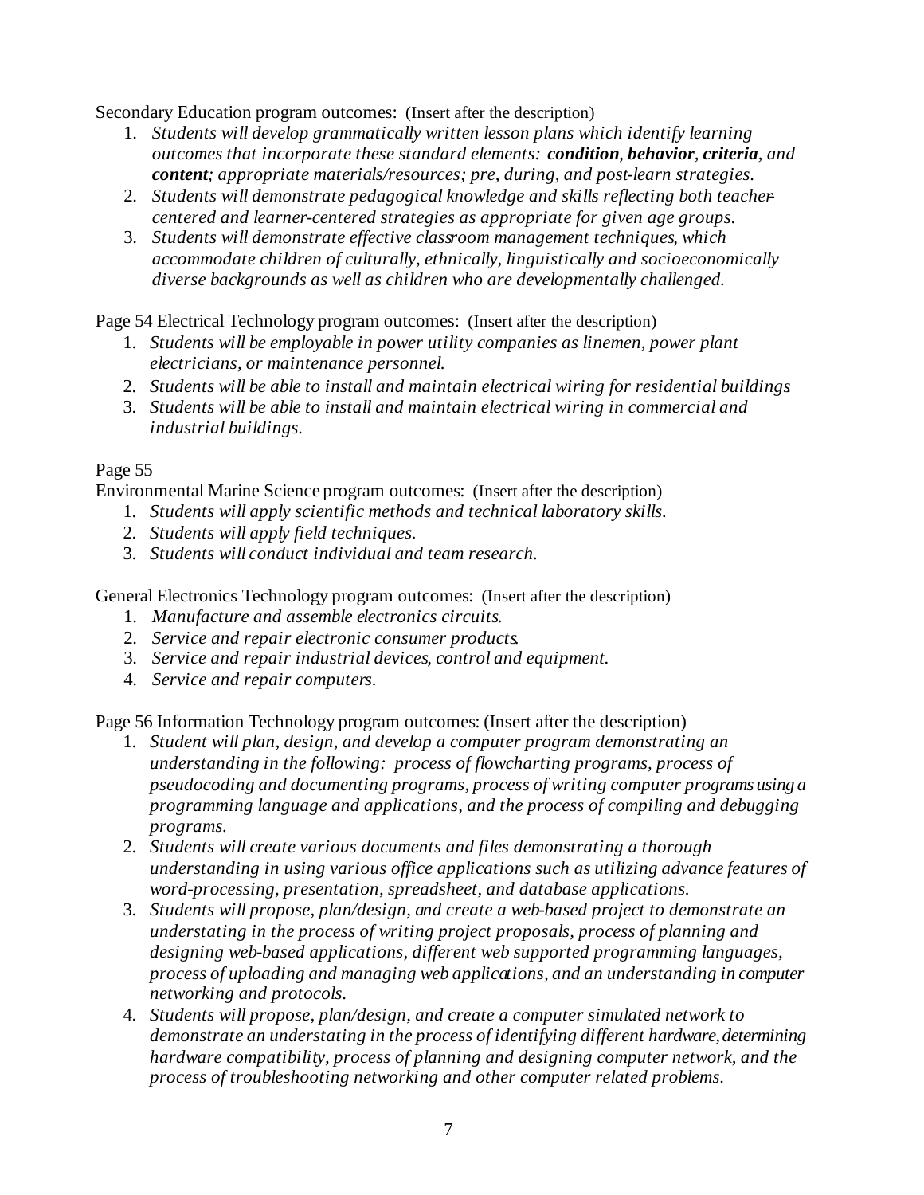Secondary Education program outcomes: (Insert after the description)

1. *Students will develop grammatically written lesson plans which identify learning outcomes that incorporate these standard elements:* ***condition****,* ***behavior****,* ***criteria****, and* ***content****; appropriate materials/resources; pre, during, and post-learn strategies.*
2. *Students will demonstrate pedagogical knowledge and skills reflecting both teacher-centered and learner-centered strategies as appropriate for given age groups.*
3. *Students will demonstrate effective classroom management techniques, which accommodate children of culturally, ethnically, linguistically and socioeconomically diverse backgrounds as well as children who are developmentally challenged.*

Page 54 Electrical Technology program outcomes: (Insert after the description)

1. *Students will be employable in power utility companies as linemen, power plant electricians, or maintenance personnel.*
2. *Students will be able to install and maintain electrical wiring for residential buildings*
3. *Students will be able to install and maintain electrical wiring in commercial and industrial buildings.*

Page 55

Environmental Marine Science program outcomes: (Insert after the description)

1. *Students will apply scientific methods and technical laboratory skills.*
2. *Students will apply field techniques.*
3. *Students will conduct individual and team research.*

General Electronics Technology program outcomes: (Insert after the description)

1. *Manufacture and assemble electronics circuits.*
2. *Service and repair electronic consumer products.*
3. *Service and repair industrial devices, control and equipment.*
4. *Service and repair computers.*

Page 56 Information Technology program outcomes: (Insert after the description)

1. *Student will plan, design, and develop a computer program demonstrating an understanding in the following: process of flowcharting programs, process of pseudocoding and documenting programs, process of writing computer programs using a programming language and applications, and the process of compiling and debugging programs.*
2. *Students will create various documents and files demonstrating a thorough understanding in using various office applications such as utilizing advance features of word-processing, presentation, spreadsheet, and database applications.*
3. *Students will propose, plan/design, and create a web-based project to demonstrate an understating in the process of writing project proposals, process of planning and designing web-based applications, different web supported programming languages, process of uploading and managing web applications, and an understanding in computer networking and protocols.*
4. *Students will propose, plan/design, and create a computer simulated network to demonstrate an understating in the process of identifying different hardware, determining hardware compatibility, process of planning and designing computer network, and the process of troubleshooting networking and other computer related problems.*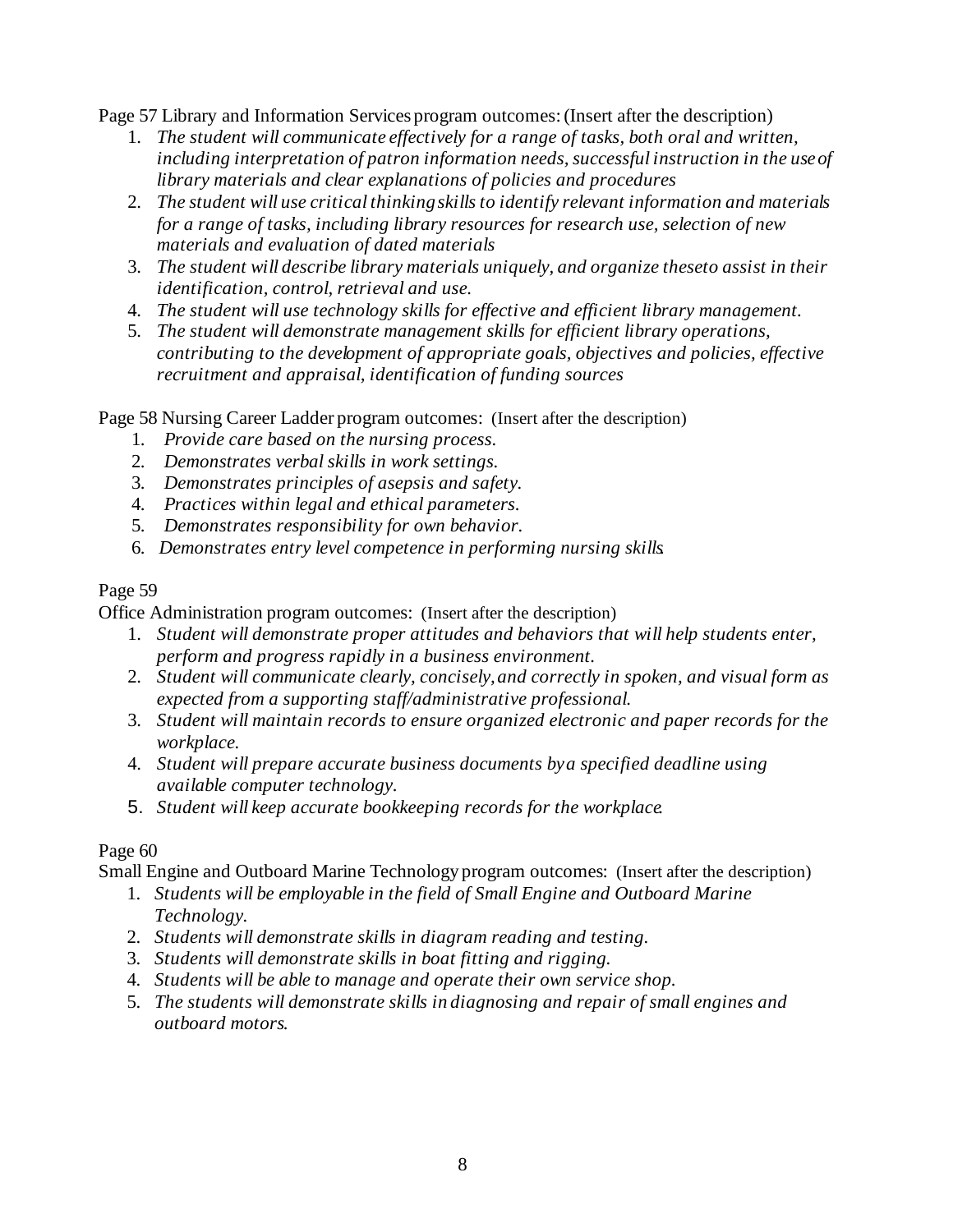Page 57 Library and Information Services program outcomes: (Insert after the description)

1. *The student will communicate effectively for a range of tasks, both oral and written, including interpretation of patron information needs, successful instruction in the use of library materials and clear explanations of policies and procedures*
2. *The student will use critical thinking skills to identify relevant information and materials for a range of tasks, including library resources for research use, selection of new materials and evaluation of dated materials*
3. *The student will describe library materials uniquely, and organize these to assist in their identification, control, retrieval and use.*
4. *The student will use technology skills for effective and efficient library management.*
5. *The student will demonstrate management skills for efficient library operations, contributing to the development of appropriate goals, objectives and policies, effective recruitment and appraisal, identification of funding sources*

Page 58 Nursing Career Ladder program outcomes: (Insert after the description)

1. *Provide care based on the nursing process.*
2. *Demonstrates verbal skills in work settings.*
3. *Demonstrates principles of asepsis and safety.*
4. *Practices within legal and ethical parameters.*
5. *Demonstrates responsibility for own behavior.*
6. *Demonstrates entry level competence in performing nursing skills.*

Page 59

Office Administration program outcomes: (Insert after the description)

1. *Student will demonstrate proper attitudes and behaviors that will help students enter, perform and progress rapidly in a business environment.*
2. *Student will communicate clearly, concisely, and correctly in spoken, and visual form as expected from a supporting staff/administrative professional.*
3. *Student will maintain records to ensure organized electronic and paper records for the workplace.*
4. *Student will prepare accurate business documents by a specified deadline using available computer technology.*
5. *Student will keep accurate bookkeeping records for the workplace.*

Page 60

Small Engine and Outboard Marine Technology program outcomes: (Insert after the description)

1. *Students will be employable in the field of Small Engine and Outboard Marine Technology.*
2. *Students will demonstrate skills in diagram reading and testing.*
3. *Students will demonstrate skills in boat fitting and rigging.*
4. *Students will be able to manage and operate their own service shop.*
5. *The students will demonstrate skills in diagnosing and repair of small engines and outboard motors.*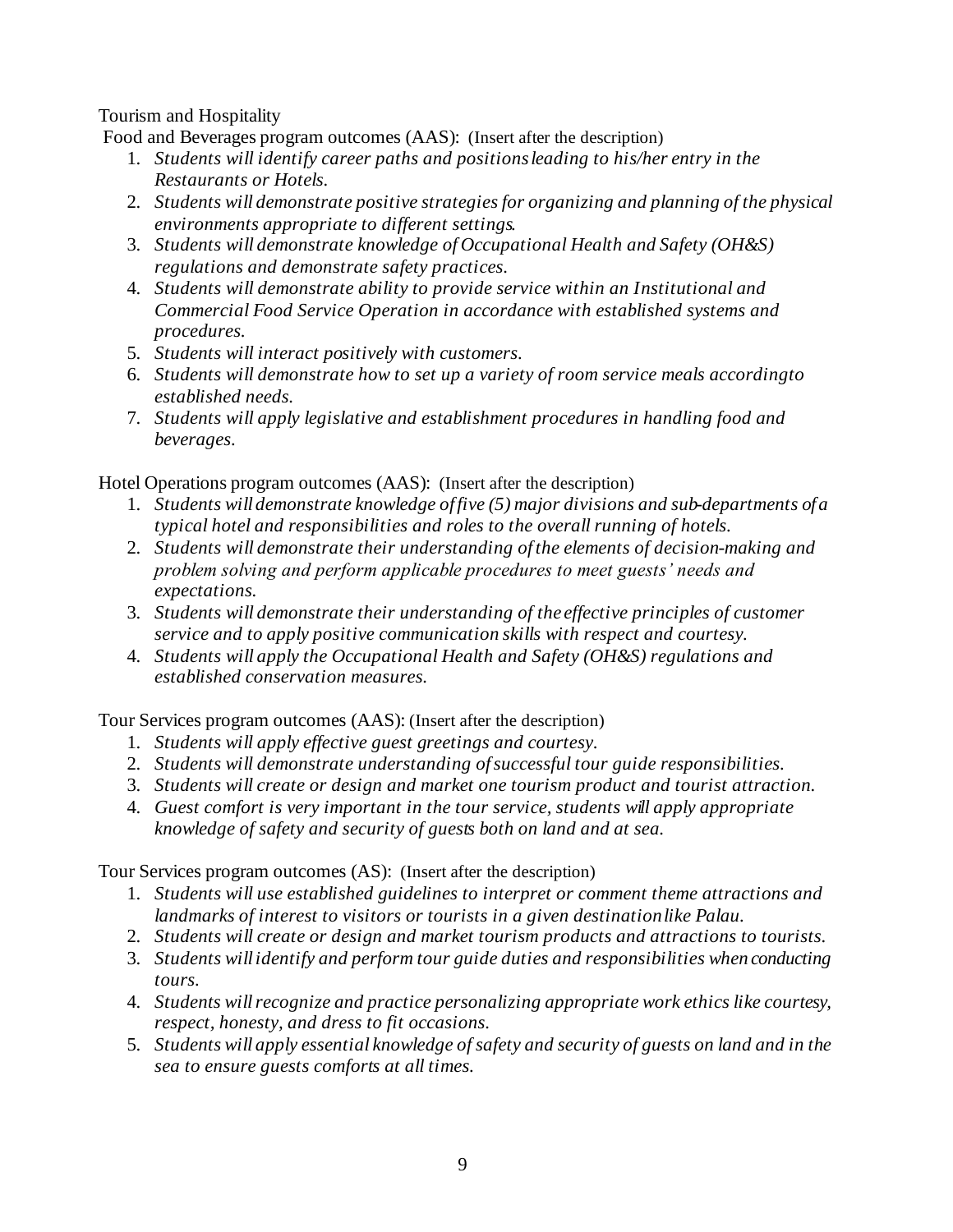Tourism and Hospitality

Food and Beverages program outcomes (AAS): (Insert after the description)

1. *Students will identify career paths and positions leading to his/her entry in the Restaurants or Hotels.*
2. *Students will demonstrate positive strategies for organizing and planning of the physical environments appropriate to different settings.*
3. *Students will demonstrate knowledge of Occupational Health and Safety (OH&S) regulations and demonstrate safety practices.*
4. *Students will demonstrate ability to provide service within an Institutional and Commercial Food Service Operation in accordance with established systems and procedures.*
5. *Students will interact positively with customers.*
6. *Students will demonstrate how to set up a variety of room service meals accordingto established needs.*
7. *Students will apply legislative and establishment procedures in handling food and beverages.*

Hotel Operations program outcomes (AAS): (Insert after the description)

1. *Students will demonstrate knowledge of five (5) major divisions and sub-departments of a typical hotel and responsibilities and roles to the overall running of hotels.*
2. *Students will demonstrate their understanding of the elements of decision-making and problem solving and perform applicable procedures to meet guests' needs and expectations.*
3. *Students will demonstrate their understanding of the effective principles of customer service and to apply positive communication skills with respect and courtesy.*
4. *Students will apply the Occupational Health and Safety (OH&S) regulations and established conservation measures.*

Tour Services program outcomes (AAS): (Insert after the description)

1. *Students will apply effective guest greetings and courtesy.*
2. *Students will demonstrate understanding of successful tour guide responsibilities.*
3. *Students will create or design and market one tourism product and tourist attraction.*
4. *Guest comfort is very important in the tour service, students will apply appropriate knowledge of safety and security of guests both on land and at sea.*

Tour Services program outcomes (AS): (Insert after the description)

1. *Students will use established guidelines to interpret or comment theme attractions and landmarks of interest to visitors or tourists in a given destination like Palau.*
2. *Students will create or design and market tourism products and attractions to tourists.*
3. *Students will identify and perform tour guide duties and responsibilities when conducting tours.*
4. *Students will recognize and practice personalizing appropriate work ethics like courtesy, respect, honesty, and dress to fit occasions.*
5. *Students will apply essential knowledge of safety and security of guests on land and in the sea to ensure guests comforts at all times.*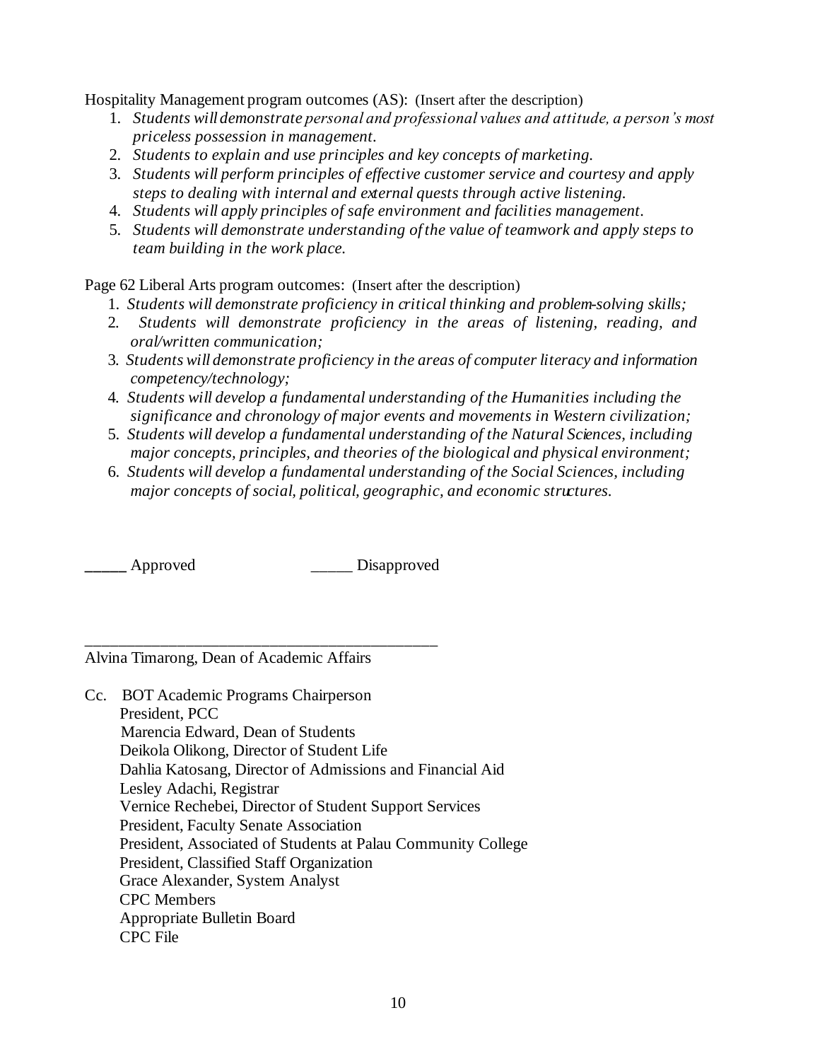Hospitality Management program outcomes (AS): (Insert after the description)

1. *Students will demonstrate personal and professional values and attitude, a person's most priceless possession in management.*
2. *Students to explain and use principles and key concepts of marketing.*
3. *Students will perform principles of effective customer service and courtesy and apply steps to dealing with internal and external quests through active listening.*
4. *Students will apply principles of safe environment and facilities management.*
5. *Students will demonstrate understanding of the value of teamwork and apply steps to team building in the work place.*

Page 62 Liberal Arts program outcomes: (Insert after the description)

1. *Students will demonstrate proficiency in critical thinking and problem-solving skills;*
2. *Students will demonstrate proficiency in the areas of listening, reading, and oral/written communication;*
3. *Students will demonstrate proficiency in the areas of computer literacy and information competency/technology;*
4. *Students will develop a fundamental understanding of the Humanities including the significance and chronology of major events and movements in Western civilization;*
5. *Students will develop a fundamental understanding of the Natural Sciences, including major concepts, principles, and theories of the biological and physical environment;*
6. *Students will develop a fundamental understanding of the Social Sciences, including major concepts of social, political, geographic, and economic structures.*

_____ Approved _____ Disapproved

_____________________________________________

Alvina Timarong, Dean of Academic Affairs

Cc. BOT Academic Programs Chairperson
President, PCC
Marencia Edward, Dean of Students
Deikola Olikong, Director of Student Life
Dahlia Katosang, Director of Admissions and Financial Aid
Lesley Adachi, Registrar
Vernice Rechebei, Director of Student Support Services
President, Faculty Senate Association
President, Associated of Students at Palau Community College
President, Classified Staff Organization
Grace Alexander, System Analyst
CPC Members
Appropriate Bulletin Board
CPC File